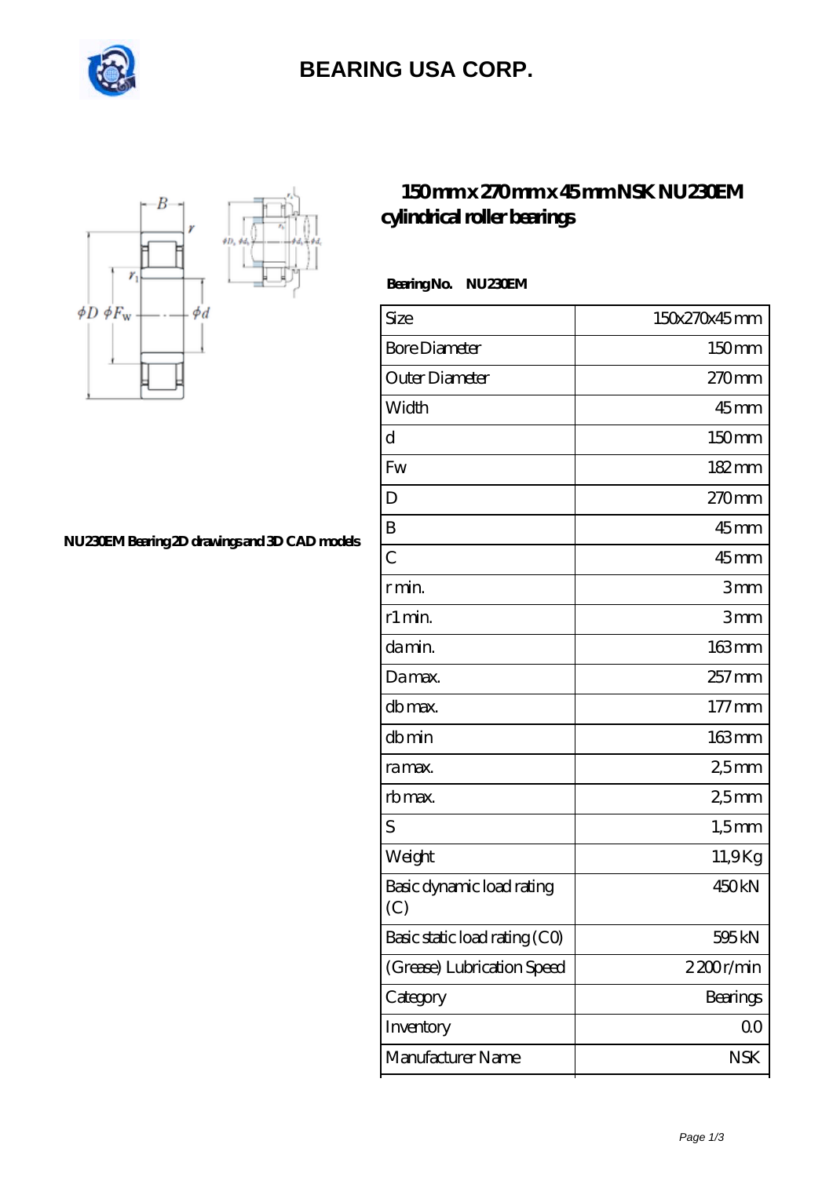# BEARING USA CORP.

## 150mm x 270mm x 45mm NSK NU230EM cylindrical roller bearings

NU230EM Bearing 2D drawings and 3D CAD models

**Bearing No. NU230EM**

| Size | 150x270x45 mm |
|---|---|
| Bore Diameter | 150 mm |
| Outer Diameter | 270 mm |
| Width | 45 mm |
| d | 150 mm |
| Fw | 182 mm |
| D | 270 mm |
| B | 45 mm |
| C | 45 mm |
| r min. | 3 mm |
| r1 min. | 3 mm |
| da min. | 163 mm |
| Da max. | 257 mm |
| db max. | 177 mm |
| db min | 163 mm |
| ra max. | 2,5 mm |
| rb max. | 2,5 mm |
| S | 1,5 mm |
| Weight | 11,9 Kg |
| Basic dynamic load rating (C) | 450 kN |
| Basic static load rating (C0) | 595 kN |
| (Grease) Lubrication Speed | 2 200 r/min |
| Category | Bearings |
| Inventory | 0.0 |
| Manufacturer Name | NSK |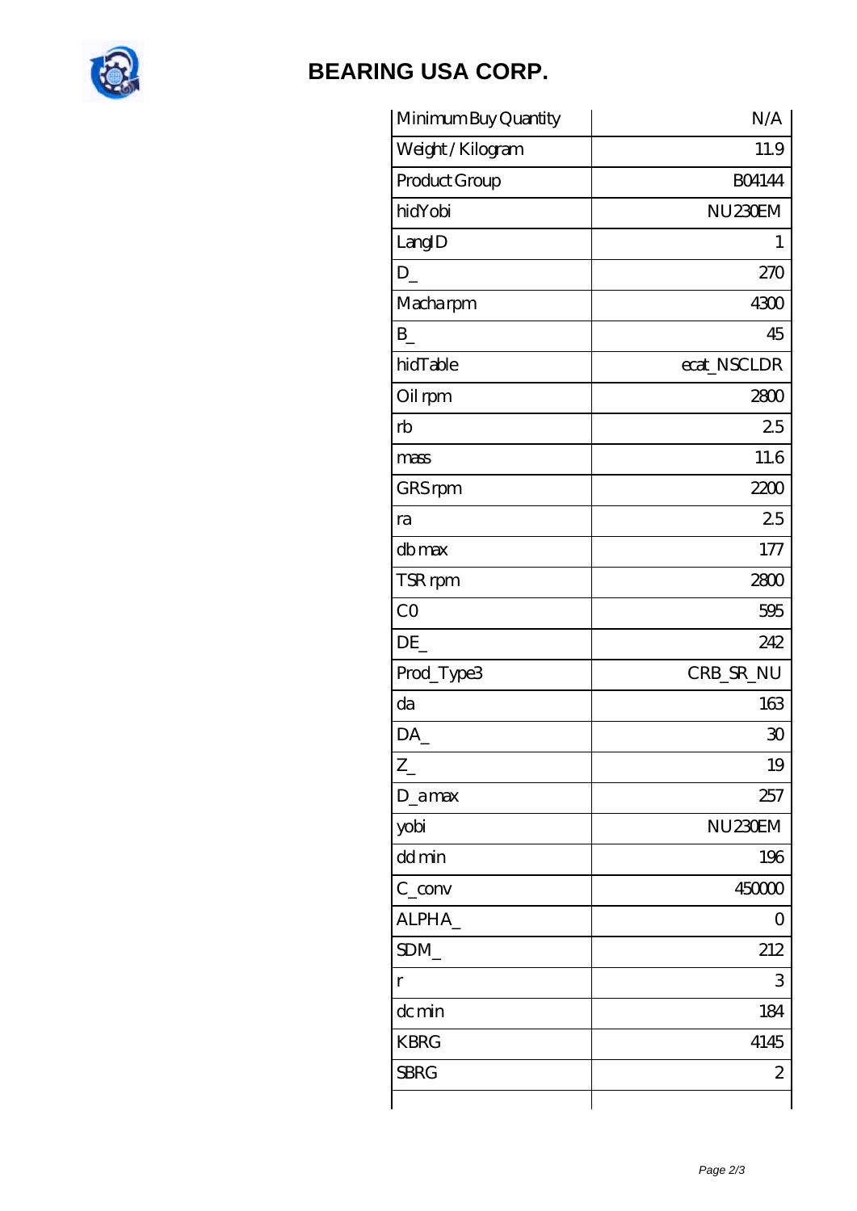# BEARING USA CORP.

| Minimum Buy Quantity | N/A |
|---|---|
| Weight / Kilogram | 11.9 |
| Product Group | B04144 |
| hidYobi | NU230EM |
| LangID | 1 |
| D_ | 270 |
| Macha rpm | 4300 |
| B_ | 45 |
| hidTable | ecat_NSCLDR |
| Oil rpm | 2800 |
| rb | 2.5 |
| mass | 11.6 |
| GRS rpm | 2200 |
| ra | 2.5 |
| db max | 177 |
| TSR rpm | 2800 |
| C0 | 595 |
| DE_ | 242 |
| Prod_Type3 | CRB_SR_NU |
| da | 163 |
| DA_ | 30 |
| Z_ | 19 |
| D_a max | 257 |
| yobi | NU230EM |
| dd min | 196 |
| C_conv | 450000 |
| ALPHA_ | 0 |
| SDM_ | 212 |
| r | 3 |
| dc min | 184 |
| KBRG | 4145 |
| SBRG | 2 |
| | |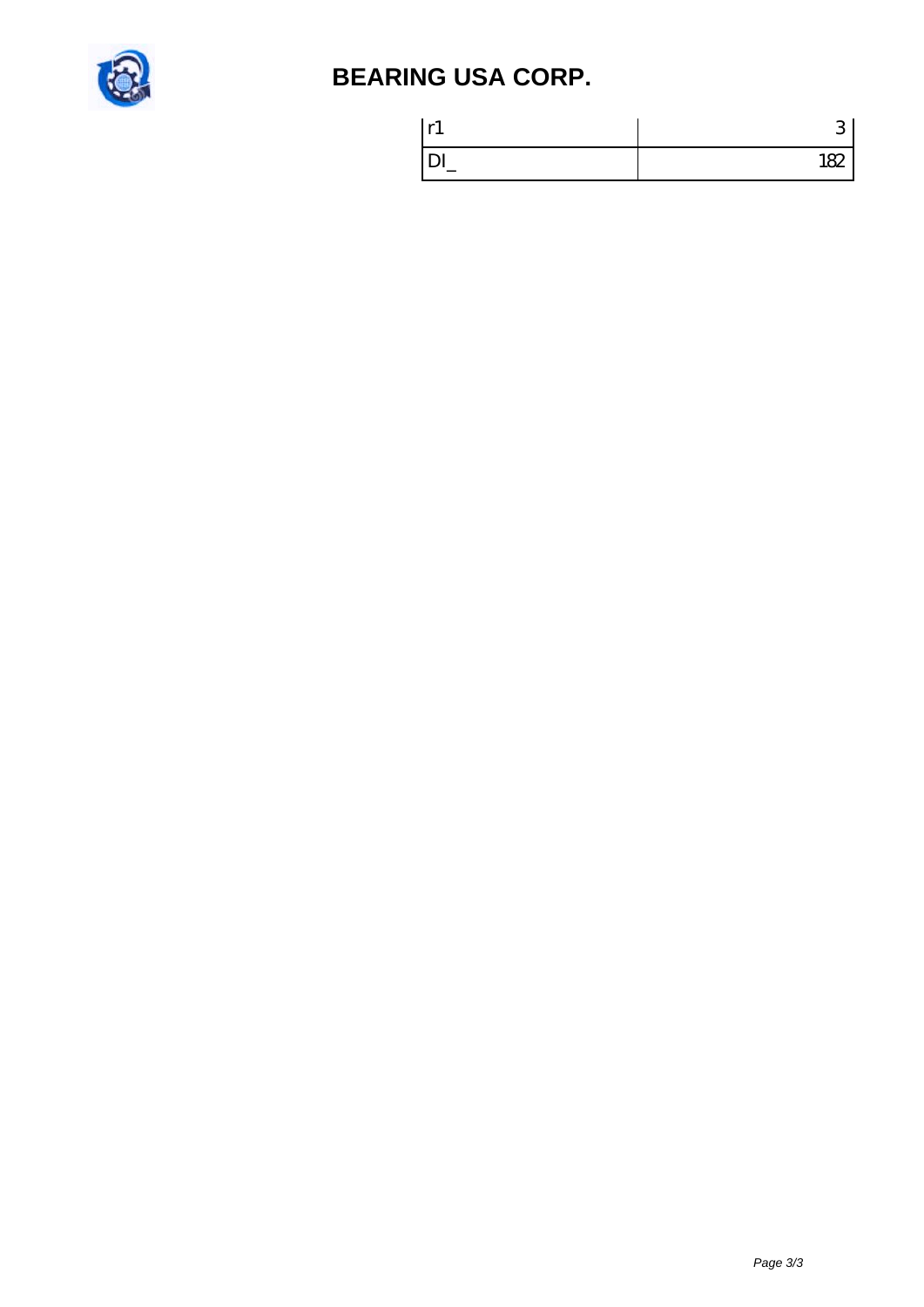# BEARING USA CORP.

| | |
|---|---|
| r1 | 3 |
| DI_ | 182 |